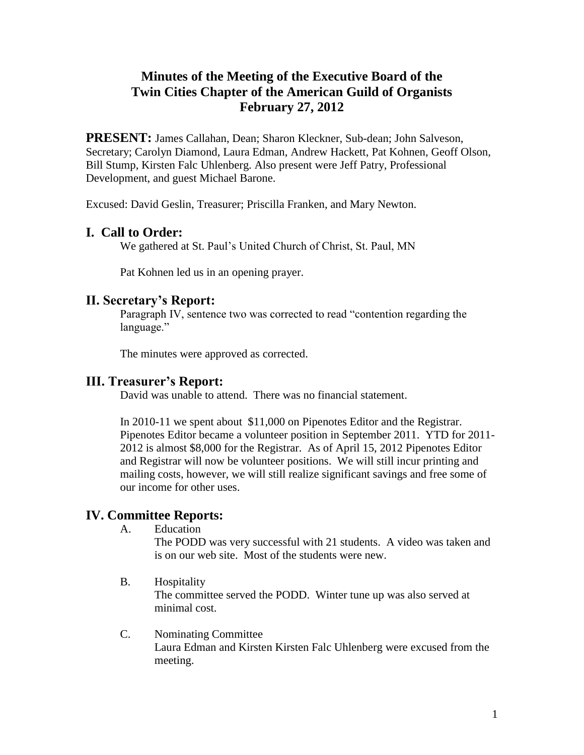# Minutes of the Meeting of the Executive Board of the Twin Cities Chapter of the American Guild of Organists February 27, 2012

**PRESENT:** James Callahan, Dean; Sharon Kleckner, Sub-dean; John Salveson, Secretary; Carolyn Diamond, Laura Edman, Andrew Hackett, Pat Kohnen, Geoff Olson, Bill Stump, Kirsten Falc Uhlenberg. Also present were Jeff Patry, Professional Development, and guest Michael Barone.

Excused: David Geslin, Treasurer; Priscilla Franken, and Mary Newton.

## I. Call to Order:

We gathered at St. Paul's United Church of Christ, St. Paul, MN

Pat Kohnen led us in an opening prayer.

## II. Secretary's Report:

Paragraph IV, sentence two was corrected to read "contention regarding the language."

The minutes were approved as corrected.

## III. Treasurer's Report:

David was unable to attend. There was no financial statement.

In 2010-11 we spent about $11,000 on Pipenotes Editor and the Registrar. Pipenotes Editor became a volunteer position in September 2011. YTD for 2011-2012 is almost $8,000 for the Registrar. As of April 15, 2012 Pipenotes Editor and Registrar will now be volunteer positions. We will still incur printing and mailing costs, however, we will still realize significant savings and free some of our income for other uses.

## IV. Committee Reports:

A. Education

The PODD was very successful with 21 students. A video was taken and is on our web site. Most of the students were new.

B. Hospitality

The committee served the PODD. Winter tune up was also served at minimal cost.

C. Nominating Committee

Laura Edman and Kirsten Kirsten Falc Uhlenberg were excused from the meeting.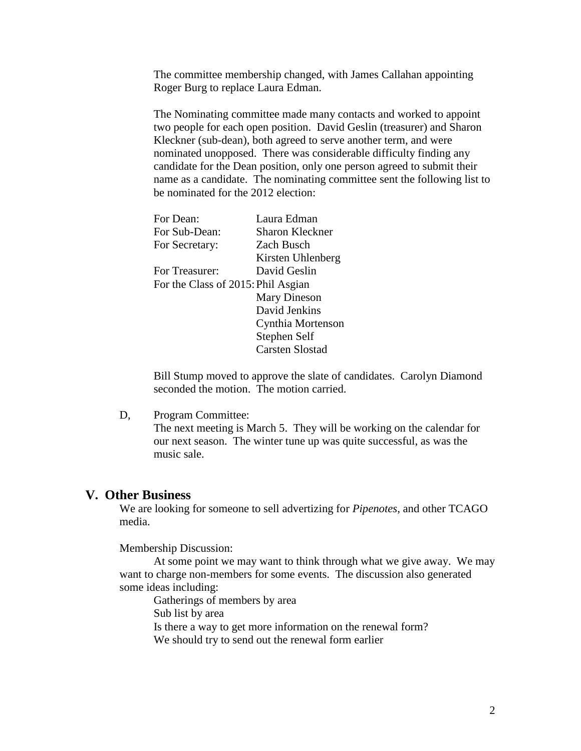The committee membership changed, with James Callahan appointing Roger Burg to replace Laura Edman.

The Nominating committee made many contacts and worked to appoint two people for each open position. David Geslin (treasurer) and Sharon Kleckner (sub-dean), both agreed to serve another term, and were nominated unopposed. There was considerable difficulty finding any candidate for the Dean position, only one person agreed to submit their name as a candidate. The nominating committee sent the following list to be nominated for the 2012 election:

| | |
|---|---|
| For Dean: | Laura Edman |
| For Sub-Dean: | Sharon Kleckner |
| For Secretary: | Zach Busch |
| | Kirsten Uhlenberg |
| For Treasurer: | David Geslin |
| For the Class of 2015: | Phil Asgian |
| | Mary Dineson |
| | David Jenkins |
| | Cynthia Mortenson |
| | Stephen Self |
| | Carsten Slostad |

Bill Stump moved to approve the slate of candidates. Carolyn Diamond seconded the motion. The motion carried.

D, Program Committee:
The next meeting is March 5. They will be working on the calendar for our next season. The winter tune up was quite successful, as was the music sale.

## V. Other Business

We are looking for someone to sell advertizing for *Pipenotes*, and other TCAGO media.

Membership Discussion:

At some point we may want to think through what we give away. We may want to charge non-members for some events. The discussion also generated some ideas including:

- Gatherings of members by area
- Sub list by area
- Is there a way to get more information on the renewal form?
- We should try to send out the renewal form earlier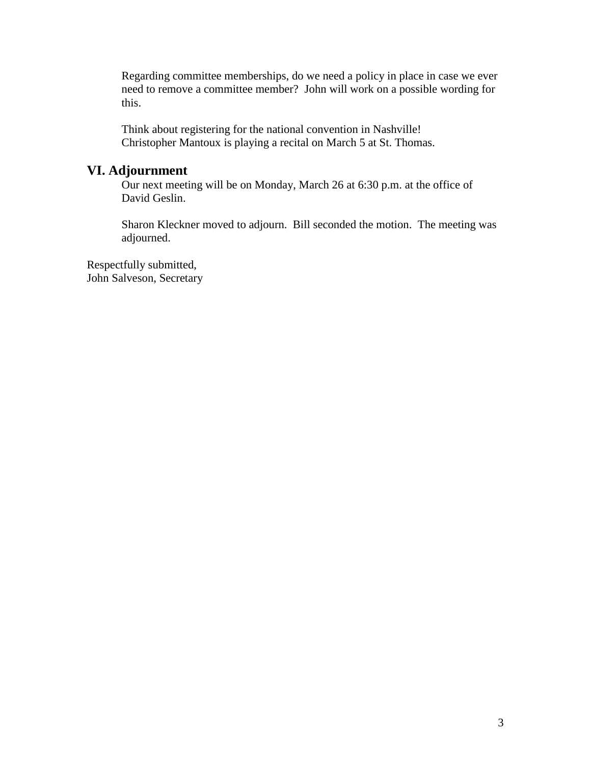Regarding committee memberships, do we need a policy in place in case we ever need to remove a committee member? John will work on a possible wording for this.

Think about registering for the national convention in Nashville!
Christopher Mantoux is playing a recital on March 5 at St. Thomas.

## VI. Adjournment

Our next meeting will be on Monday, March 26 at 6:30 p.m. at the office of David Geslin.

Sharon Kleckner moved to adjourn. Bill seconded the motion. The meeting was adjourned.

Respectfully submitted,
John Salveson, Secretary